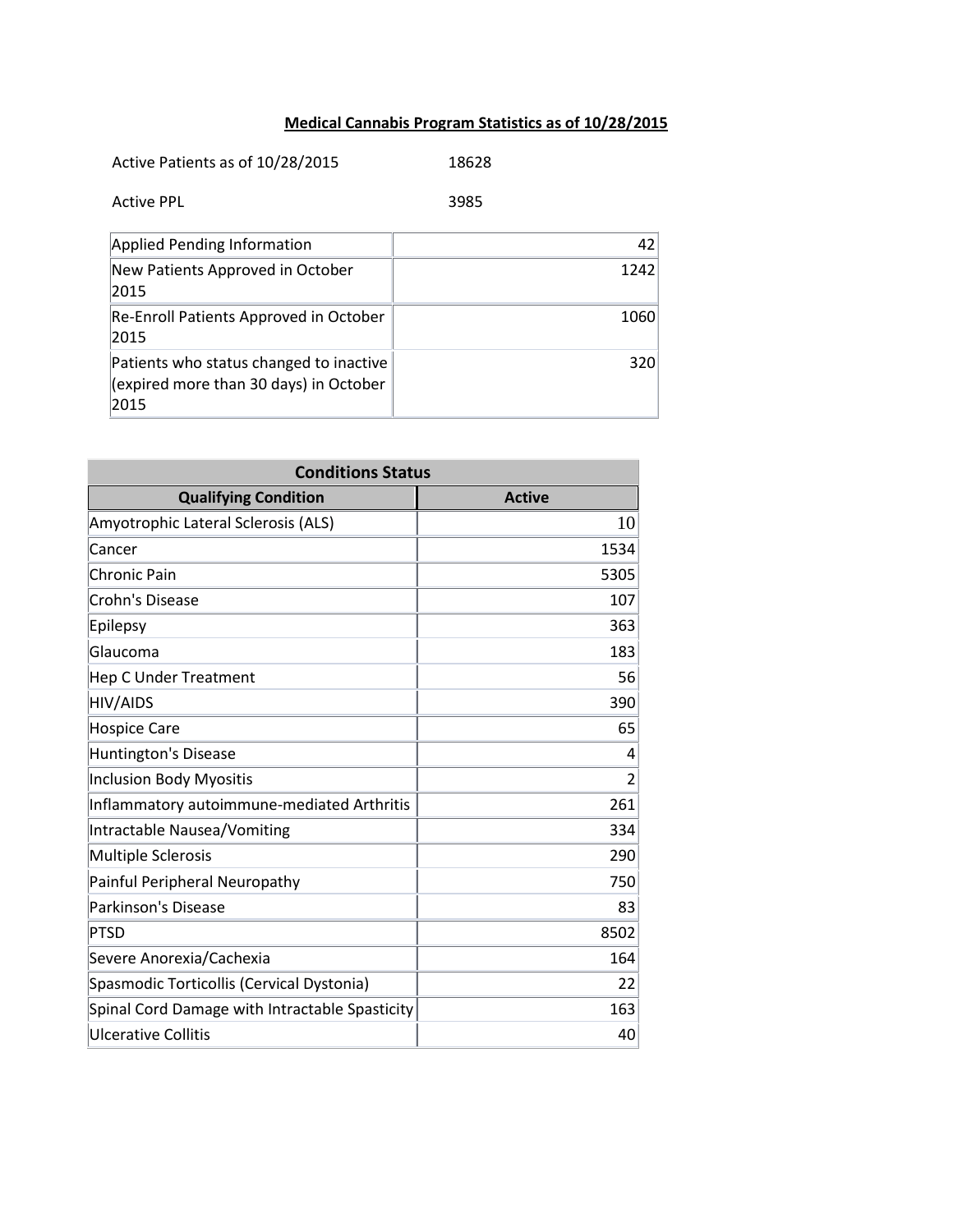# Medical Cannabis Program Statistics as of 10/28/2015

| | |
|---|---|
| Active Patients as of 10/28/2015 | 18628 |
| Active PPL | 3985 |

| | |
|---|---|
| Applied Pending Information | 42 |
| New Patients Approved in October 2015 | 1242 |
| Re-Enroll Patients Approved in October 2015 | 1060 |
| Patients who status changed to inactive (expired more than 30 days) in October 2015 | 320 |

| Conditions Status | |
|---|---|
| **Qualifying Condition** | **Active** |
| Amyotrophic Lateral Sclerosis (ALS) | 10 |
| Cancer | 1534 |
| Chronic Pain | 5305 |
| Crohn's Disease | 107 |
| Epilepsy | 363 |
| Glaucoma | 183 |
| Hep C Under Treatment | 56 |
| HIV/AIDS | 390 |
| Hospice Care | 65 |
| Huntington's Disease | 4 |
| Inclusion Body Myositis | 2 |
| Inflammatory autoimmune-mediated Arthritis | 261 |
| Intractable Nausea/Vomiting | 334 |
| Multiple Sclerosis | 290 |
| Painful Peripheral Neuropathy | 750 |
| Parkinson's Disease | 83 |
| PTSD | 8502 |
| Severe Anorexia/Cachexia | 164 |
| Spasmodic Torticollis (Cervical Dystonia) | 22 |
| Spinal Cord Damage with Intractable Spasticity | 163 |
| Ulcerative Collitis | 40 |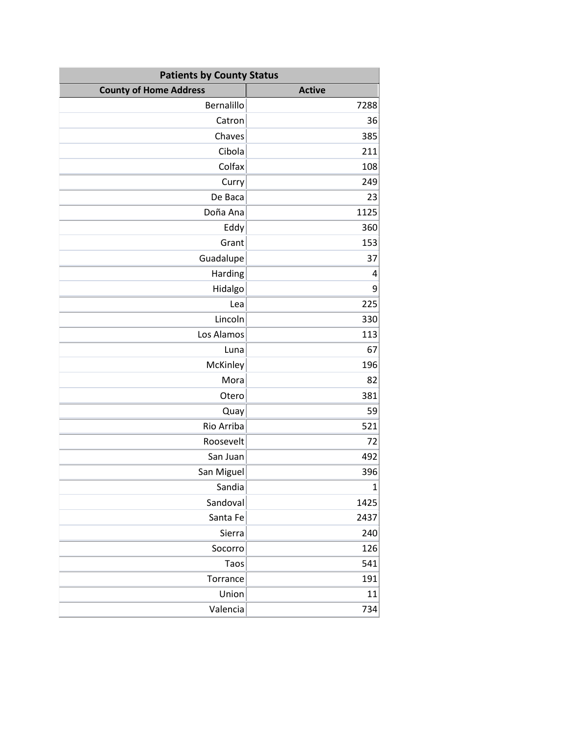| Patients by County Status | |
|---|---|
| County of Home Address | Active |
| Bernalillo | 7288 |
| Catron | 36 |
| Chaves | 385 |
| Cibola | 211 |
| Colfax | 108 |
| Curry | 249 |
| De Baca | 23 |
| Doña Ana | 1125 |
| Eddy | 360 |
| Grant | 153 |
| Guadalupe | 37 |
| Harding | 4 |
| Hidalgo | 9 |
| Lea | 225 |
| Lincoln | 330 |
| Los Alamos | 113 |
| Luna | 67 |
| McKinley | 196 |
| Mora | 82 |
| Otero | 381 |
| Quay | 59 |
| Rio Arriba | 521 |
| Roosevelt | 72 |
| San Juan | 492 |
| San Miguel | 396 |
| Sandia | 1 |
| Sandoval | 1425 |
| Santa Fe | 2437 |
| Sierra | 240 |
| Socorro | 126 |
| Taos | 541 |
| Torrance | 191 |
| Union | 11 |
| Valencia | 734 |